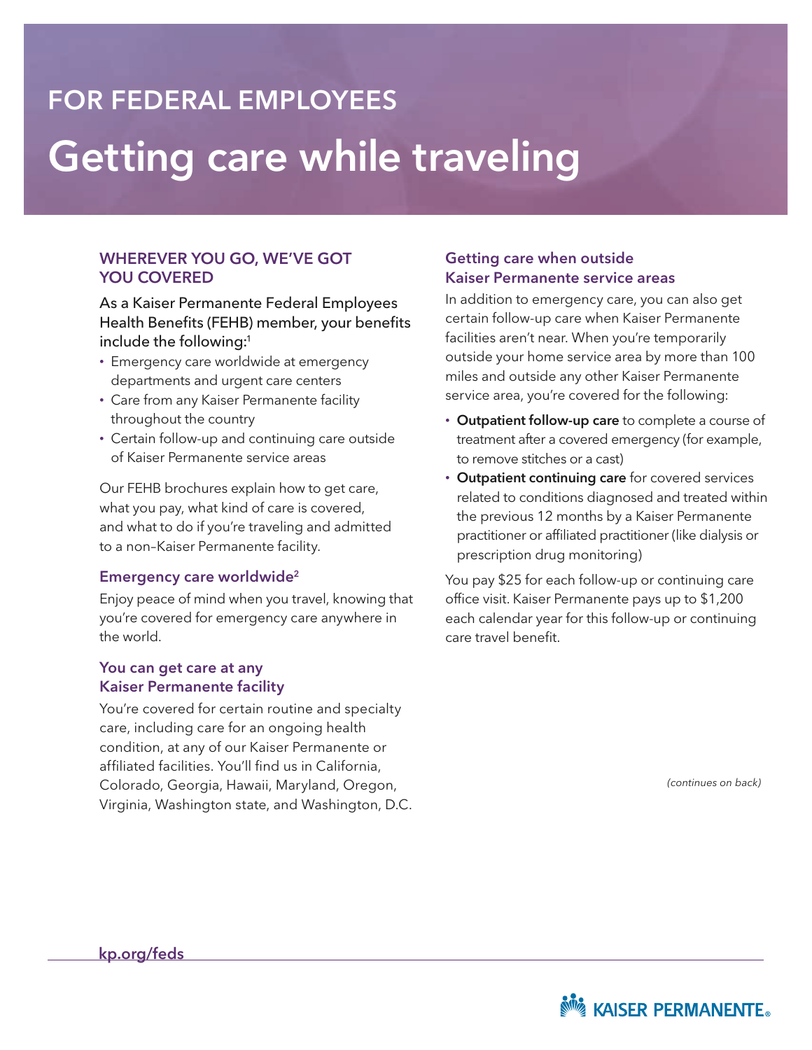FOR FEDERAL EMPLOYEES

# Getting care while traveling

## WHEREVER YOU GO, WE'VE GOT YOU COVERED

As a Kaiser Permanente Federal Employees Health Benefits (FEHB) member, your benefits include the following:[1]

- Emergency care worldwide at emergency departments and urgent care centers
- Care from any Kaiser Permanente facility throughout the country
- Certain follow-up and continuing care outside of Kaiser Permanente service areas

Our FEHB brochures explain how to get care, what you pay, what kind of care is covered, and what to do if you're traveling and admitted to a non–Kaiser Permanente facility.

### Emergency care worldwide[2]

Enjoy peace of mind when you travel, knowing that you're covered for emergency care anywhere in the world.

### You can get care at any Kaiser Permanente facility

You're covered for certain routine and specialty care, including care for an ongoing health condition, at any of our Kaiser Permanente or affiliated facilities. You'll find us in California, Colorado, Georgia, Hawaii, Maryland, Oregon, Virginia, Washington state, and Washington, D.C.

### Getting care when outside Kaiser Permanente service areas

In addition to emergency care, you can also get certain follow-up care when Kaiser Permanente facilities aren't near. When you're temporarily outside your home service area by more than 100 miles and outside any other Kaiser Permanente service area, you're covered for the following:

- **Outpatient follow-up care** to complete a course of treatment after a covered emergency (for example, to remove stitches or a cast)
- **Outpatient continuing care** for covered services related to conditions diagnosed and treated within the previous 12 months by a Kaiser Permanente practitioner or affiliated practitioner (like dialysis or prescription drug monitoring)

You pay $25 for each follow-up or continuing care office visit. Kaiser Permanente pays up to $1,200 each calendar year for this follow-up or continuing care travel benefit.

*(continues on back)*

kp.org/feds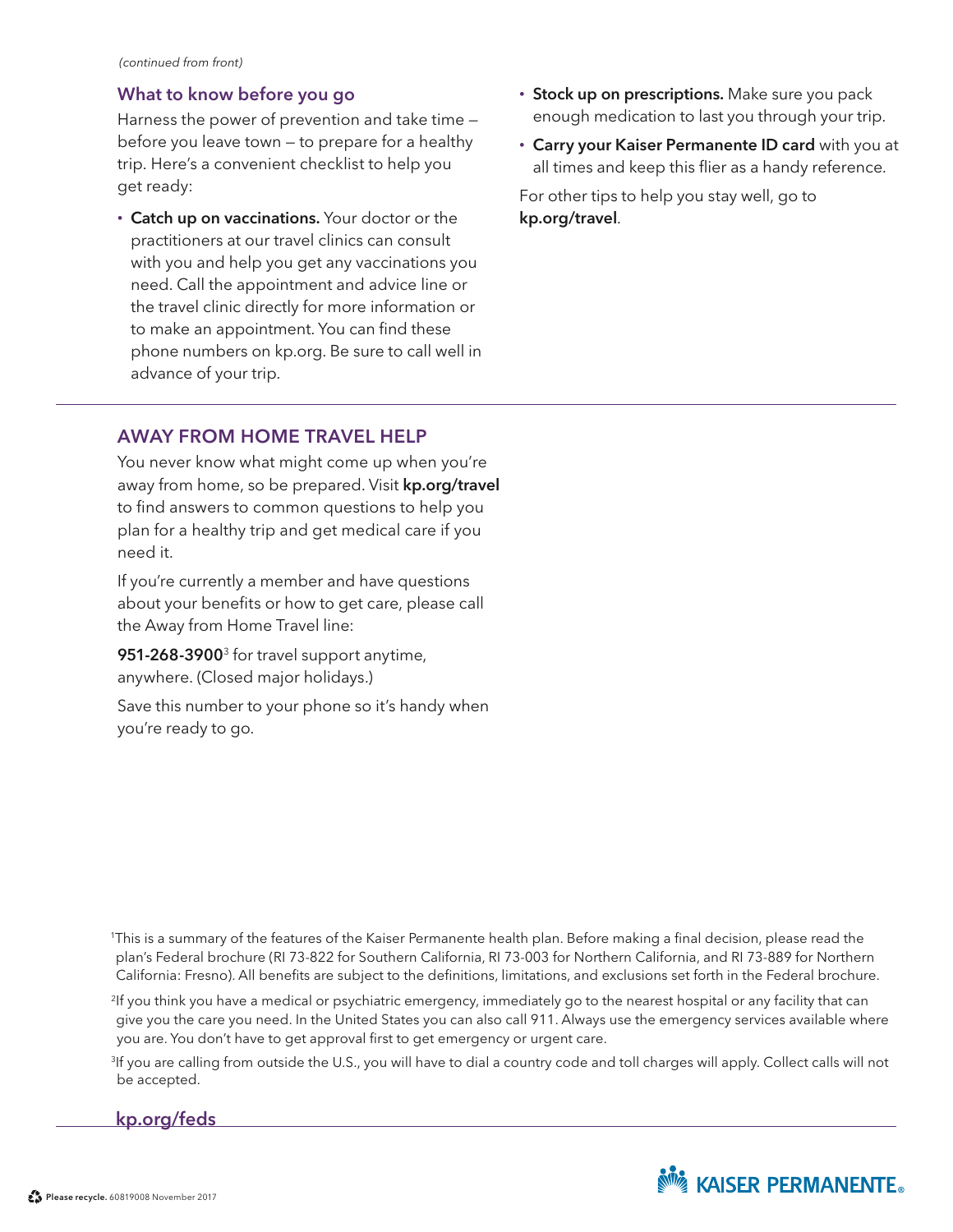*(continued from front)*

## What to know before you go

Harness the power of prevention and take time — before you leave town — to prepare for a healthy trip. Here's a convenient checklist to help you get ready:

- **Catch up on vaccinations.** Your doctor or the practitioners at our travel clinics can consult with you and help you get any vaccinations you need. Call the appointment and advice line or the travel clinic directly for more information or to make an appointment. You can find these phone numbers on kp.org. Be sure to call well in advance of your trip.
- **Stock up on prescriptions.** Make sure you pack enough medication to last you through your trip.
- **Carry your Kaiser Permanente ID card** with you at all times and keep this flier as a handy reference.

For other tips to help you stay well, go to **kp.org/travel**.

## AWAY FROM HOME TRAVEL HELP

You never know what might come up when you're away from home, so be prepared. Visit **kp.org/travel** to find answers to common questions to help you plan for a healthy trip and get medical care if you need it.

If you're currently a member and have questions about your benefits or how to get care, please call the Away from Home Travel line:

**951-268-3900**[3] for travel support anytime, anywhere. (Closed major holidays.)

Save this number to your phone so it's handy when you're ready to go.

[1]This is a summary of the features of the Kaiser Permanente health plan. Before making a final decision, please read the plan's Federal brochure (RI 73-822 for Southern California, RI 73-003 for Northern California, and RI 73-889 for Northern California: Fresno). All benefits are subject to the definitions, limitations, and exclusions set forth in the Federal brochure.

[2]If you think you have a medical or psychiatric emergency, immediately go to the nearest hospital or any facility that can give you the care you need. In the United States you can also call 911. Always use the emergency services available where you are. You don't have to get approval first to get emergency or urgent care.

[3]If you are calling from outside the U.S., you will have to dial a country code and toll charges will apply. Collect calls will not be accepted.

**kp.org/feds**

**Please recycle.** 60819008 November 2017

KAISER PERMANENTE®